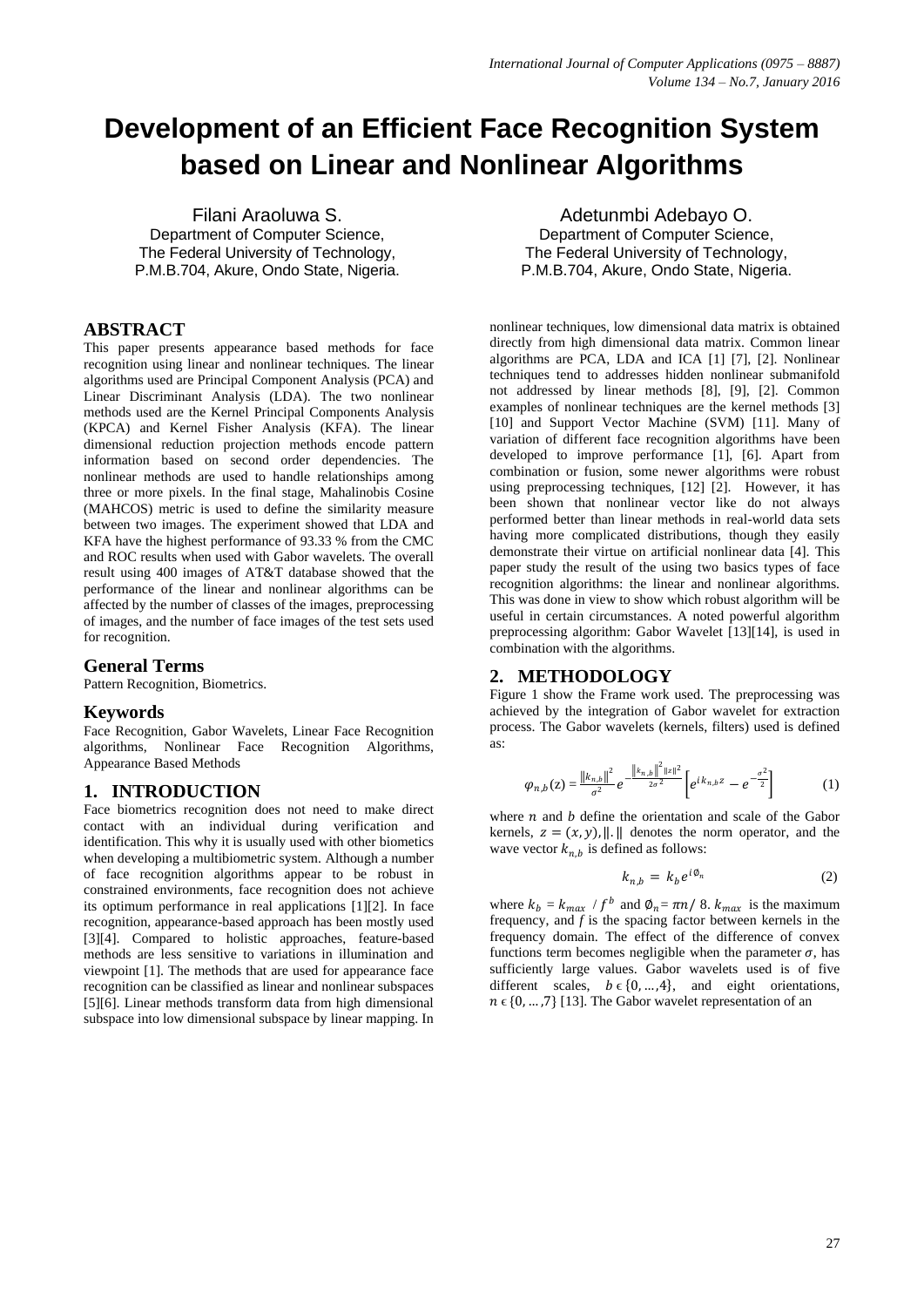# Development of an Efficient Face Recognition System based on Linear and Nonlinear Algorithms

Filani Araoluwa S.
Department of Computer Science,
The Federal University of Technology,
P.M.B.704, Akure, Ondo State, Nigeria.

Adetunmbi Adebayo O.
Department of Computer Science,
The Federal University of Technology,
P.M.B.704, Akure, Ondo State, Nigeria.

## ABSTRACT

This paper presents appearance based methods for face recognition using linear and nonlinear techniques. The linear algorithms used are Principal Component Analysis (PCA) and Linear Discriminant Analysis (LDA). The two nonlinear methods used are the Kernel Principal Components Analysis (KPCA) and Kernel Fisher Analysis (KFA). The linear dimensional reduction projection methods encode pattern information based on second order dependencies. The nonlinear methods are used to handle relationships among three or more pixels. In the final stage, Mahalinobis Cosine (MAHCOS) metric is used to define the similarity measure between two images. The experiment showed that LDA and KFA have the highest performance of 93.33 % from the CMC and ROC results when used with Gabor wavelets. The overall result using 400 images of AT&T database showed that the performance of the linear and nonlinear algorithms can be affected by the number of classes of the images, preprocessing of images, and the number of face images of the test sets used for recognition.

## General Terms

Pattern Recognition, Biometrics.

## Keywords

Face Recognition, Gabor Wavelets, Linear Face Recognition algorithms, Nonlinear Face Recognition Algorithms, Appearance Based Methods

## 1. INTRODUCTION

Face biometrics recognition does not need to make direct contact with an individual during verification and identification. This why it is usually used with other biometrics when developing a multibiometric system. Although a number of face recognition algorithms appear to be robust in constrained environments, face recognition does not achieve its optimum performance in real applications [1][2]. In face recognition, appearance-based approach has been mostly used [3][4]. Compared to holistic approaches, feature-based methods are less sensitive to variations in illumination and viewpoint [1]. The methods that are used for appearance face recognition can be classified as linear and nonlinear subspaces [5][6]. Linear methods transform data from high dimensional subspace into low dimensional subspace by linear mapping. In nonlinear techniques, low dimensional data matrix is obtained directly from high dimensional data matrix. Common linear algorithms are PCA, LDA and ICA [1] [7], [2]. Nonlinear techniques tend to addresses hidden nonlinear submanifold not addressed by linear methods [8], [9], [2]. Common examples of nonlinear techniques are the kernel methods [3] [10] and Support Vector Machine (SVM) [11]. Many of variation of different face recognition algorithms have been developed to improve performance [1], [6]. Apart from combination or fusion, some newer algorithms were robust using preprocessing techniques, [12] [2]. However, it has been shown that nonlinear vector like do not always performed better than linear methods in real-world data sets having more complicated distributions, though they easily demonstrate their virtue on artificial nonlinear data [4]. This paper study the result of the using two basics types of face recognition algorithms: the linear and nonlinear algorithms. This was done in view to show which robust algorithm will be useful in certain circumstances. A noted powerful algorithm preprocessing algorithm: Gabor Wavelet [13][14], is used in combination with the algorithms.

## 2. METHODOLOGY

Figure 1 show the Frame work used. The preprocessing was achieved by the integration of Gabor wavelet for extraction process. The Gabor wavelets (kernels, filters) used is defined as:

$$\varphi_{n,b}(z) = \frac{\|k_{n,b}\|^2}{\sigma^2} e^{-\frac{\|k_{n,b}\|^2 \|z\|^2}{2\sigma^2}} \left[ e^{i k_{n,b} z} - e^{-\frac{\sigma^2}{2}} \right] \quad (1)$$

where $n$ and $b$ define the orientation and scale of the Gabor kernels, $z = (x, y)$, $\|.\|$ denotes the norm operator, and the wave vector $k_{n,b}$ is defined as follows:

$$k_{n,b} = k_b e^{i\emptyset_n} \quad (2)$$

where $k_b = k_{max} / f^b$ and $\emptyset_n = \pi n / 8$. $k_{max}$ is the maximum frequency, and $f$ is the spacing factor between kernels in the frequency domain. The effect of the difference of convex functions term becomes negligible when the parameter $\sigma$, has sufficiently large values. Gabor wavelets used is of five different scales, $b \in \{0, \ldots, 4\}$, and eight orientations, $n \in \{0, \ldots, 7\}$ [13]. The Gabor wavelet representation of an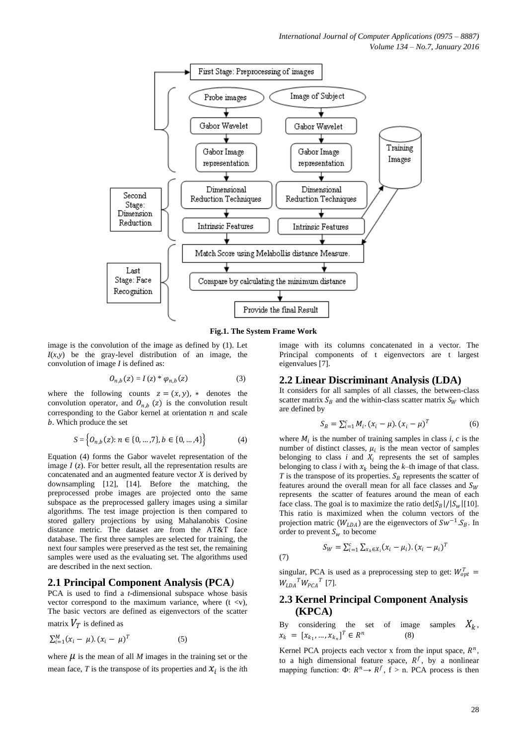First Stage: Preprocessing of images

Probe images | Image of Subject

Gabor Wavelet | Gabor Wavelet

Gabor Image representation | Gabor Image representation

Training Images

Second Stage: Dimension Reduction

Dimensional Reduction Techniques | Dimensional Reduction Techniques

Intrinsic Features | Intrinsic Features

Match Score using Melabollis distance Measure.

Last Stage: Face Recognition

Compare by calculating the minimum distance

Provide the final Result

**Fig.1. The System Frame Work**

image is the convolution of the image as defined by (1). Let $I(x,y)$ be the gray-level distribution of an image, the convolution of image $I$ is defined as:

$$O_{n,b}(z) = I(z) * \varphi_{n,b}(z) \quad (3)$$

where the following counts $z = (x, y)$, $*$ denotes the convolution operator, and $O_{n,b}(z)$ is the convolution result corresponding to the Gabor kernel at orientation $n$ and scale $b$. Which produce the set

$$S = \left\{O_{n,b}(z): n \in \{0, \ldots, 7\}, b \in \{0, \ldots, 4\}\right\} \quad (4)$$

Equation (4) forms the Gabor wavelet representation of the image $I$ ($z$). For better result, all the representation results are concatenated and an augmented feature vector $X$ is derived by downsampling [12], [14]. Before the matching, the preprocessed probe images are projected onto the same subspace as the preprocessed gallery images using a similar algorithms. The test image projection is then compared to stored gallery projections by using Mahalanobis Cosine distance metric. The dataset are from the AT&T face database. The first three samples are selected for training, the next four samples were preserved as the test set, the remaining samples were used as the evaluating set. The algorithms used are described in the next section.

## 2.1 Principal Component Analysis (PCA)

PCA is used to find a $t$-dimensional subspace whose basis vector correspond to the maximum variance, where ($t < v$), The basic vectors are defined as eigenvectors of the scatter matrix $V_T$ is defined as

$$\sum_{i=1}^{M}(x_i - \mu).(x_i - \mu)^T \quad (5)$$

where $\mu$ is the mean of all $M$ images in the training set or the mean face, $T$ is the transpose of its properties and $x_i$ is the $i$th image with its columns concatenated in a vector. The Principal components of t eigenvectors are t largest eigenvalues [7].

## 2.2 Linear Discriminant Analysis (LDA)

It considers for all samples of all classes, the between-class scatter matrix $S_B$ and the within-class scatter matrix $S_W$ which are defined by

$$S_B = \sum_{i=1}^{c} M_i.(x_i - \mu).(x_i - \mu)^T \quad (6)$$

where $M_i$ is the number of training samples in class $i$, $c$ is the number of distinct classes, $\mu_i$ is the mean vector of samples belonging to class $i$ and $X_i$ represents the set of samples belonging to class $i$ with $x_k$ being the $k$–th image of that class. $T$ is the transpose of its properties. $S_B$ represents the scatter of features around the overall mean for all face classes and $S_W$ represents the scatter of features around the mean of each face class. The goal is to maximize the ratio $\det|S_B|/|S_w|$[10]. This ratio is maximized when the column vectors of the projection matric ($W_{LDA}$) are the eigenvectors of $Sw^{-1}.S_B$. In order to prevent $S_w$ to become

$$S_W = \sum_{i=1}^{c} \sum_{x_k \in X_i}(x_i - \mu_i).(x_i - \mu_i)^T \quad (7)$$

singular, PCA is used as a preprocessing step to get: $W_{opt}^T = {W_{LDA}}^T {W_{PCA}}^T$ [7].

## 2.3 Kernel Principal Component Analysis (KPCA)

By considering the set of image samples $X_k$, $x_k = [x_{k_1}, \ldots, x_{k_n}]^T \in R^n$ (8)

Kernel PCA projects each vector x from the input space, $R^n$, to a high dimensional feature space, $R^f$, by a nonlinear mapping function: $\Phi$: $R^n \rightarrow R^f$, $f > n$. PCA process is then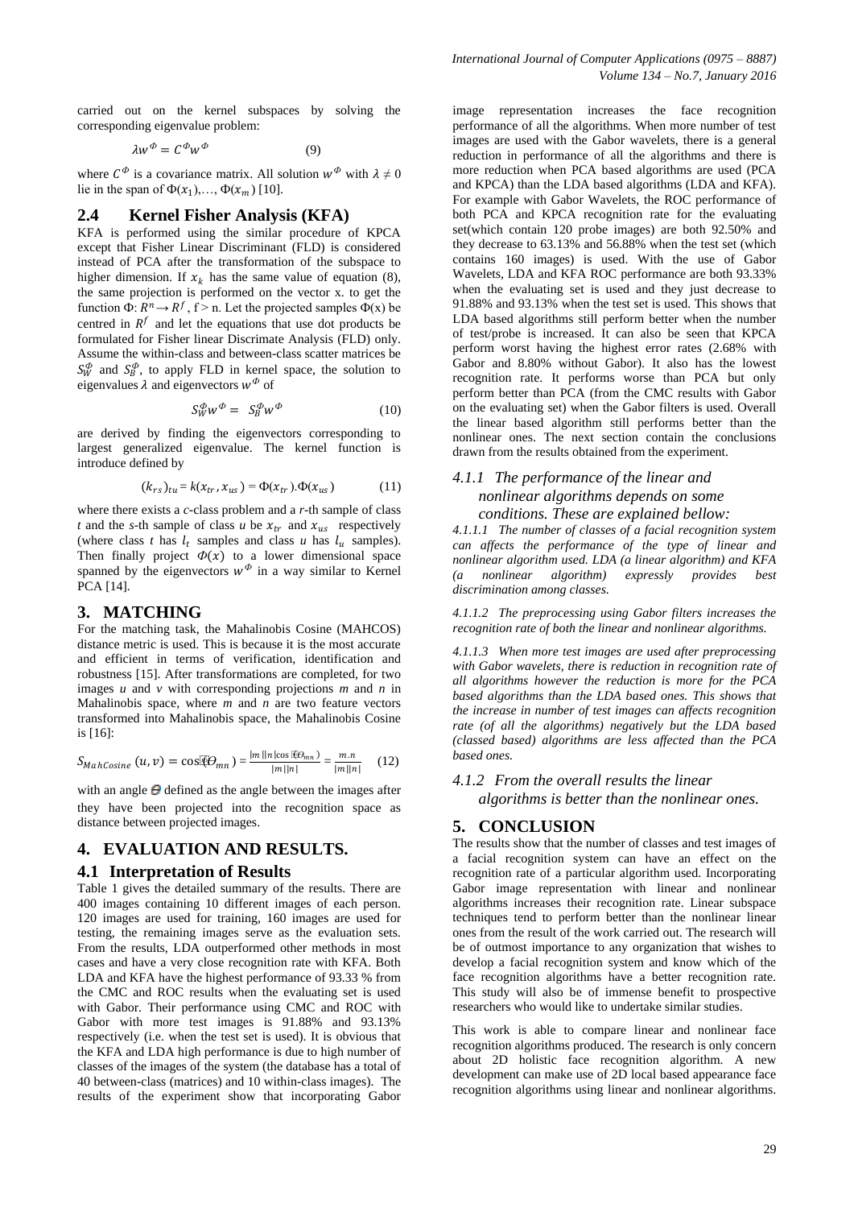carried out on the kernel subspaces by solving the corresponding eigenvalue problem:

$$\lambda w^{\Phi} = C^{\Phi} w^{\Phi} \quad (9)$$

where $C^{\Phi}$ is a covariance matrix. All solution $w^{\Phi}$ with $\lambda \neq 0$ lie in the span of $\Phi(x_1),\ldots,\Phi(x_m)$ [10].

## 2.4 Kernel Fisher Analysis (KFA)

KFA is performed using the similar procedure of KPCA except that Fisher Linear Discriminant (FLD) is considered instead of PCA after the transformation of the subspace to higher dimension. If $x_k$ has the same value of equation (8), the same projection is performed on the vector x. to get the function $\Phi: R^n \rightarrow R^f$, f > n. Let the projected samples Φ(x) be centred in $R^f$ and let the equations that use dot products be formulated for Fisher linear Discrimate Analysis (FLD) only. Assume the within-class and between-class scatter matrices be $S_W^{\Phi}$ and $S_B^{\Phi}$, to apply FLD in kernel space, the solution to eigenvalues $\lambda$ and eigenvectors $w^{\Phi}$ of

$$S_W^{\Phi} w^{\Phi} = S_B^{\Phi} w^{\Phi} \quad (10)$$

are derived by finding the eigenvectors corresponding to largest generalized eigenvalue. The kernel function is introduce defined by

$$(k_{rs})_{tu} = k(x_{tr}, x_{us}) = \Phi(x_{tr}).\Phi(x_{us}) \quad (11)$$

where there exists a *c*-class problem and a *r*-th sample of class *t* and the *s*-th sample of class *u* be $x_{tr}$ and $x_{us}$ respectively (where class *t* has $l_t$ samples and class *u* has $l_u$ samples). Then finally project $\Phi(x)$ to a lower dimensional space spanned by the eigenvectors $w^{\Phi}$ in a way similar to Kernel PCA [14].

# 3. MATCHING

For the matching task, the Mahalinobis Cosine (MAHCOS) distance metric is used. This is because it is the most accurate and efficient in terms of verification, identification and robustness [15]. After transformations are completed, for two images *u* and *v* with corresponding projections *m* and *n* in Mahalinobis space, where *m* and *n* are two feature vectors transformed into Mahalinobis space, the Mahalinobis Cosine is [16]:

$$S_{MahCosine}(u,v) = \cos(\Theta_{mn}) = \frac{|m||n|\cos(\Theta_{mn})}{|m||n|} = \frac{m.n}{|m||n|} \quad (12)$$

with an angle $\Theta$ defined as the angle between the images after they have been projected into the recognition space as distance between projected images.

# 4. EVALUATION AND RESULTS.

## 4.1 Interpretation of Results

Table 1 gives the detailed summary of the results. There are 400 images containing 10 different images of each person. 120 images are used for training, 160 images are used for testing, the remaining images serve as the evaluation sets. From the results, LDA outperformed other methods in most cases and have a very close recognition rate with KFA. Both LDA and KFA have the highest performance of 93.33 % from the CMC and ROC results when the evaluating set is used with Gabor. Their performance using CMC and ROC with Gabor with more test images is 91.88% and 93.13% respectively (i.e. when the test set is used). It is obvious that the KFA and LDA high performance is due to high number of classes of the images of the system (the database has a total of 40 between-class (matrices) and 10 within-class images). The results of the experiment show that incorporating Gabor image representation increases the face recognition performance of all the algorithms. When more number of test images are used with the Gabor wavelets, there is a general reduction in performance of all the algorithms and there is more reduction when PCA based algorithms are used (PCA and KPCA) than the LDA based algorithms (LDA and KFA). For example with Gabor Wavelets, the ROC performance of both PCA and KPCA recognition rate for the evaluating set(which contain 120 probe images) are both 92.50% and they decrease to 63.13% and 56.88% when the test set (which contains 160 images) is used. With the use of Gabor Wavelets, LDA and KFA ROC performance are both 93.33% when the evaluating set is used and they just decrease to 91.88% and 93.13% when the test set is used. This shows that LDA based algorithms still perform better when the number of test/probe is increased. It can also be seen that KPCA perform worst having the highest error rates (2.68% with Gabor and 8.80% without Gabor). It also has the lowest recognition rate. It performs worse than PCA but only perform better than PCA (from the CMC results with Gabor on the evaluating set) when the Gabor filters is used. Overall the linear based algorithm still performs better than the nonlinear ones. The next section contain the conclusions drawn from the results obtained from the experiment.

### *4.1.1 The performance of the linear and nonlinear algorithms depends on some conditions. These are explained bellow:*

*4.1.1.1 The number of classes of a facial recognition system can affects the performance of the type of linear and nonlinear algorithm used. LDA (a linear algorithm) and KFA (a nonlinear algorithm) expressly provides best discrimination among classes.*

*4.1.1.2 The preprocessing using Gabor filters increases the recognition rate of both the linear and nonlinear algorithms.*

*4.1.1.3 When more test images are used after preprocessing with Gabor wavelets, there is reduction in recognition rate of all algorithms however the reduction is more for the PCA based algorithms than the LDA based ones. This shows that the increase in number of test images can affects recognition rate (of all the algorithms) negatively but the LDA based (classed based) algorithms are less affected than the PCA based ones.*

### *4.1.2 From the overall results the linear algorithms is better than the nonlinear ones.*

# 5. CONCLUSION

The results show that the number of classes and test images of a facial recognition system can have an effect on the recognition rate of a particular algorithm used. Incorporating Gabor image representation with linear and nonlinear algorithms increases their recognition rate. Linear subspace techniques tend to perform better than the nonlinear linear ones from the result of the work carried out. The research will be of outmost importance to any organization that wishes to develop a facial recognition system and know which of the face recognition algorithms have a better recognition rate. This study will also be of immense benefit to prospective researchers who would like to undertake similar studies.

This work is able to compare linear and nonlinear face recognition algorithms produced. The research is only concern about 2D holistic face recognition algorithm. A new development can make use of 2D local based appearance face recognition algorithms using linear and nonlinear algorithms.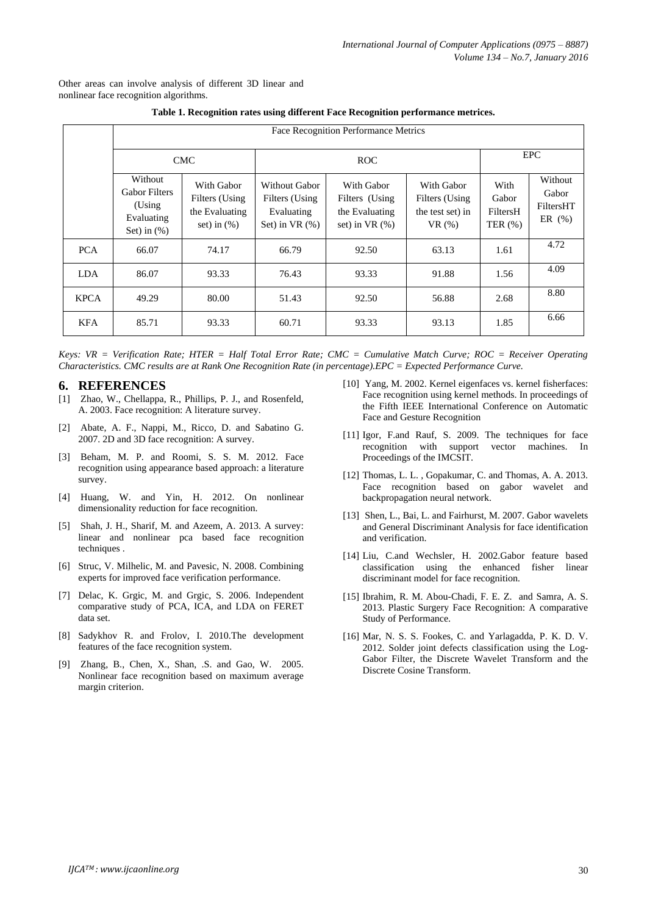Other areas can involve analysis of different 3D linear and nonlinear face recognition algorithms.

**Table 1. Recognition rates using different Face Recognition performance metrices.**

| | Face Recognition Performance Metrics | | | | | | |
|---|---|---|---|---|---|---|---|
| | CMC | | ROC | | | EPC | |
| | Without Gabor Filters (Using Evaluating Set) in (%) | With Gabor Filters (Using the Evaluating set) in (%) | Without Gabor Filters (Using Evaluating Set) in VR (%) | With Gabor Filters (Using the Evaluating set) in VR (%) | With Gabor Filters (Using the test set) in VR (%) | With Gabor FiltersH TER (%) | Without Gabor FiltersHT ER (%) |
| PCA | 66.07 | 74.17 | 66.79 | 92.50 | 63.13 | 1.61 | 4.72 |
| LDA | 86.07 | 93.33 | 76.43 | 93.33 | 91.88 | 1.56 | 4.09 |
| KPCA | 49.29 | 80.00 | 51.43 | 92.50 | 56.88 | 2.68 | 8.80 |
| KFA | 85.71 | 93.33 | 60.71 | 93.33 | 93.13 | 1.85 | 6.66 |

*Keys: VR = Verification Rate; HTER = Half Total Error Rate; CMC = Cumulative Match Curve; ROC = Receiver Operating Characteristics. CMC results are at Rank One Recognition Rate (in percentage).EPC = Expected Performance Curve.*

## 6. REFERENCES

[1] Zhao, W., Chellappa, R., Phillips, P. J., and Rosenfeld, A. 2003. Face recognition: A literature survey.

[2] Abate, A. F., Nappi, M., Ricco, D. and Sabatino G. 2007. 2D and 3D face recognition: A survey.

[3] Beham, M. P. and Roomi, S. S. M. 2012. Face recognition using appearance based approach: a literature survey.

[4] Huang, W. and Yin, H. 2012. On nonlinear dimensionality reduction for face recognition.

[5] Shah, J. H., Sharif, M. and Azeem, A. 2013. A survey: linear and nonlinear pca based face recognition techniques .

[6] Struc, V. Milhelic, M. and Pavesic, N. 2008. Combining experts for improved face verification performance.

[7] Delac, K. Grgic, M. and Grgic, S. 2006. Independent comparative study of PCA, ICA, and LDA on FERET data set.

[8] Sadykhov R. and Frolov, I. 2010.The development features of the face recognition system.

[9] Zhang, B., Chen, X., Shan, .S. and Gao, W. 2005. Nonlinear face recognition based on maximum average margin criterion.

[10] Yang, M. 2002. Kernel eigenfaces vs. kernel fisherfaces: Face recognition using kernel methods. In proceedings of the Fifth IEEE International Conference on Automatic Face and Gesture Recognition

[11] Igor, F.and Rauf, S. 2009. The techniques for face recognition with support vector machines. In Proceedings of the IMCSIT.

[12] Thomas, L. L. , Gopakumar, C. and Thomas, A. A. 2013. Face recognition based on gabor wavelet and backpropagation neural network.

[13] Shen, L., Bai, L. and Fairhurst, M. 2007. Gabor wavelets and General Discriminant Analysis for face identification and verification.

[14] Liu, C.and Wechsler, H. 2002.Gabor feature based classification using the enhanced fisher linear discriminant model for face recognition.

[15] Ibrahim, R. M. Abou-Chadi, F. E. Z. and Samra, A. S. 2013. Plastic Surgery Face Recognition: A comparative Study of Performance.

[16] Mar, N. S. S. Fookes, C. and Yarlagadda, P. K. D. V. 2012. Solder joint defects classification using the Log-Gabor Filter, the Discrete Wavelet Transform and the Discrete Cosine Transform.